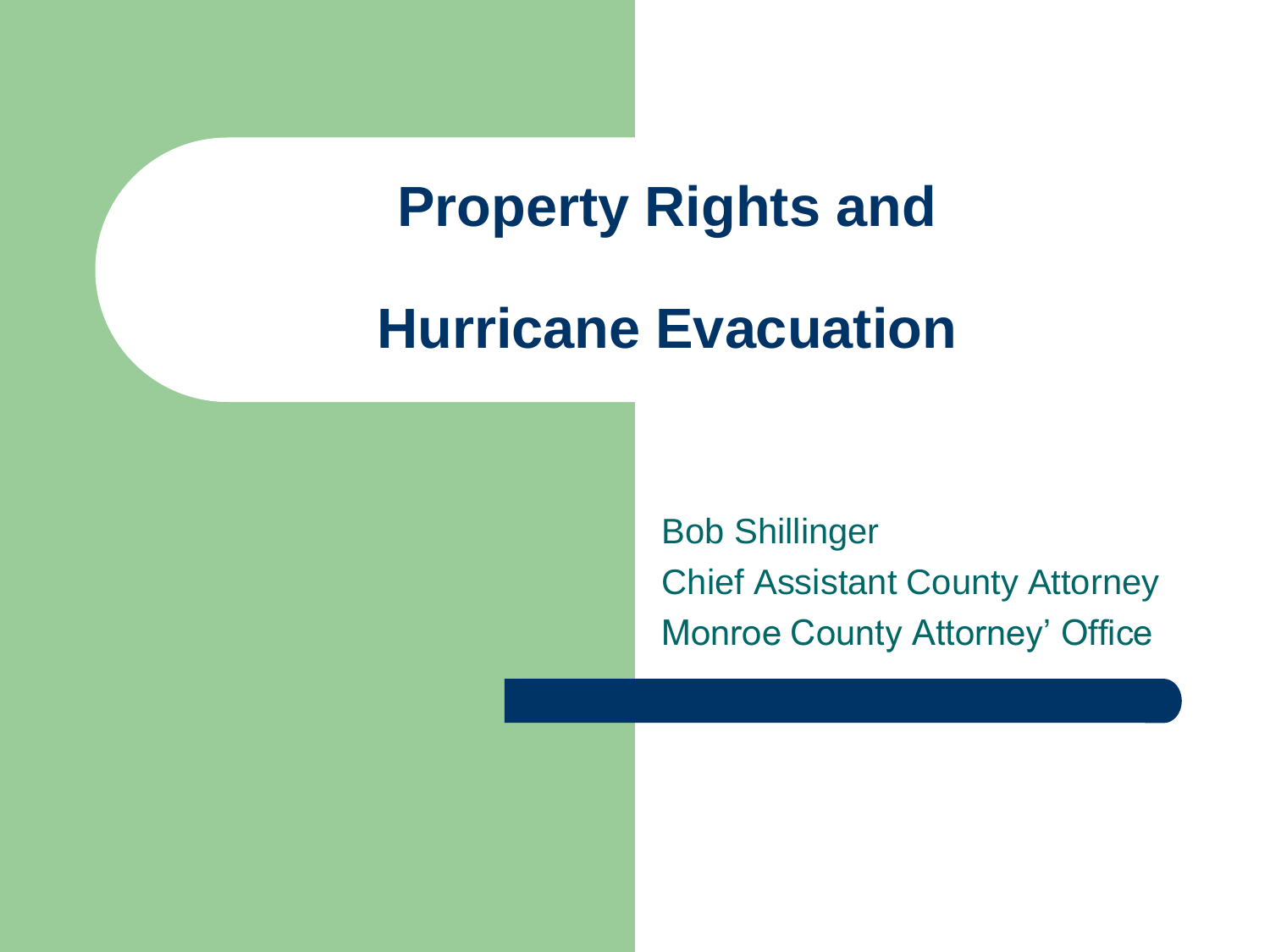# Property Rights and Hurricane Evacuation

Bob Shillinger
Chief Assistant County Attorney
Monroe County Attorney' Office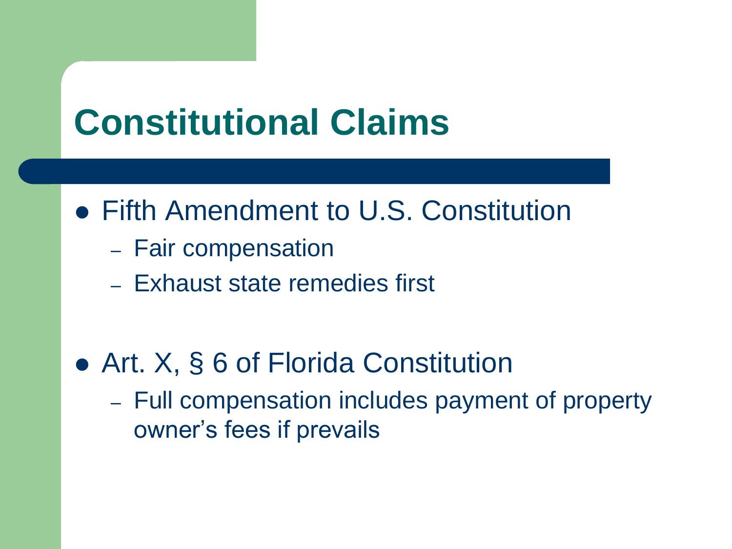# Constitutional Claims

- Fifth Amendment to U.S. Constitution
  - Fair compensation
  - Exhaust state remedies first

- Art. X, § 6 of Florida Constitution
  - Full compensation includes payment of property owner's fees if prevails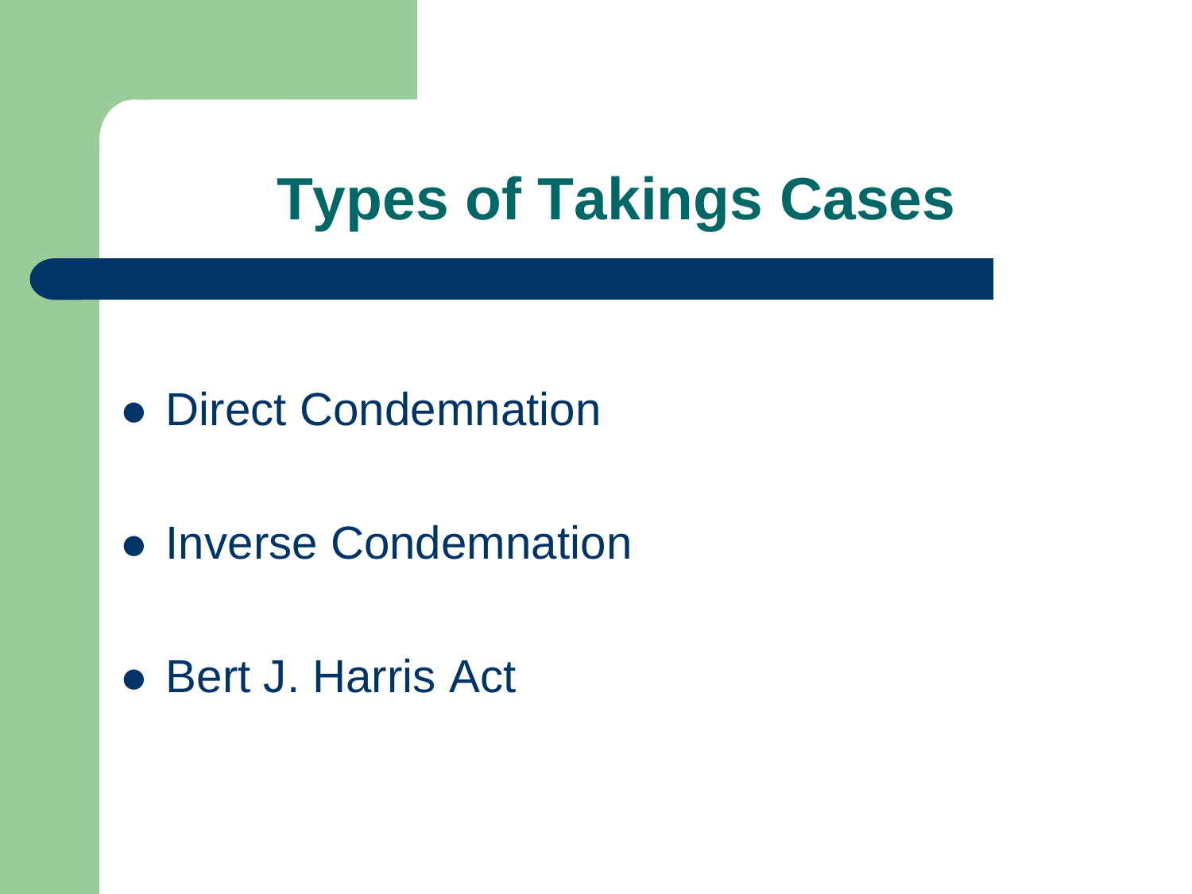# Types of Takings Cases

- Direct Condemnation
- Inverse Condemnation
- Bert J. Harris Act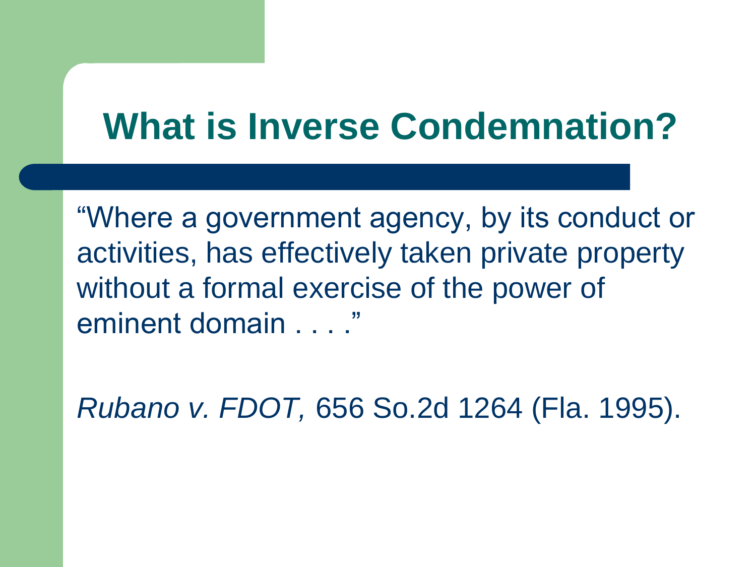# What is Inverse Condemnation?

"Where a government agency, by its conduct or activities, has effectively taken private property without a formal exercise of the power of eminent domain . . . ."

*Rubano v. FDOT,* 656 So.2d 1264 (Fla. 1995).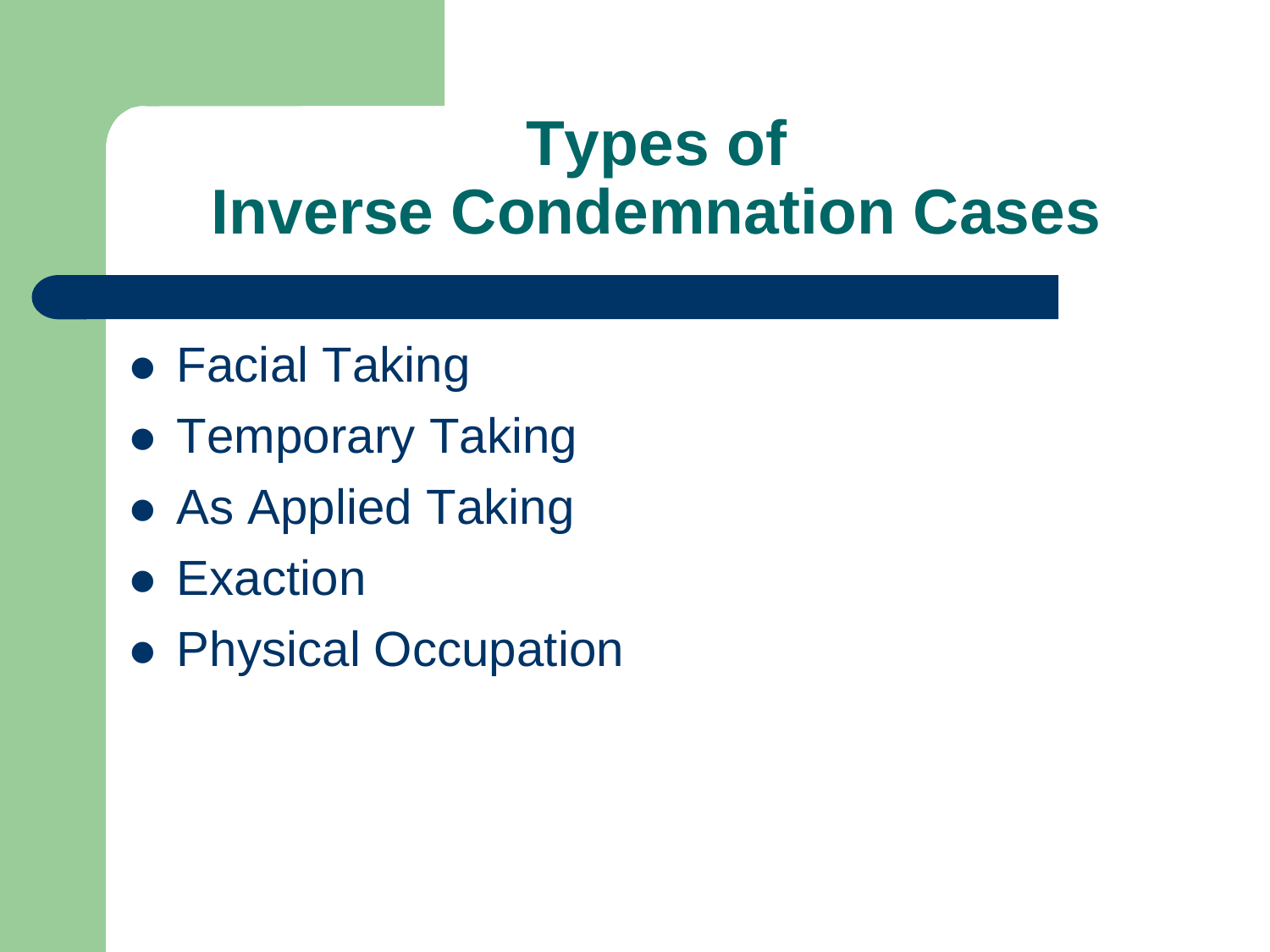# Types of Inverse Condemnation Cases

- Facial Taking
- Temporary Taking
- As Applied Taking
- Exaction
- Physical Occupation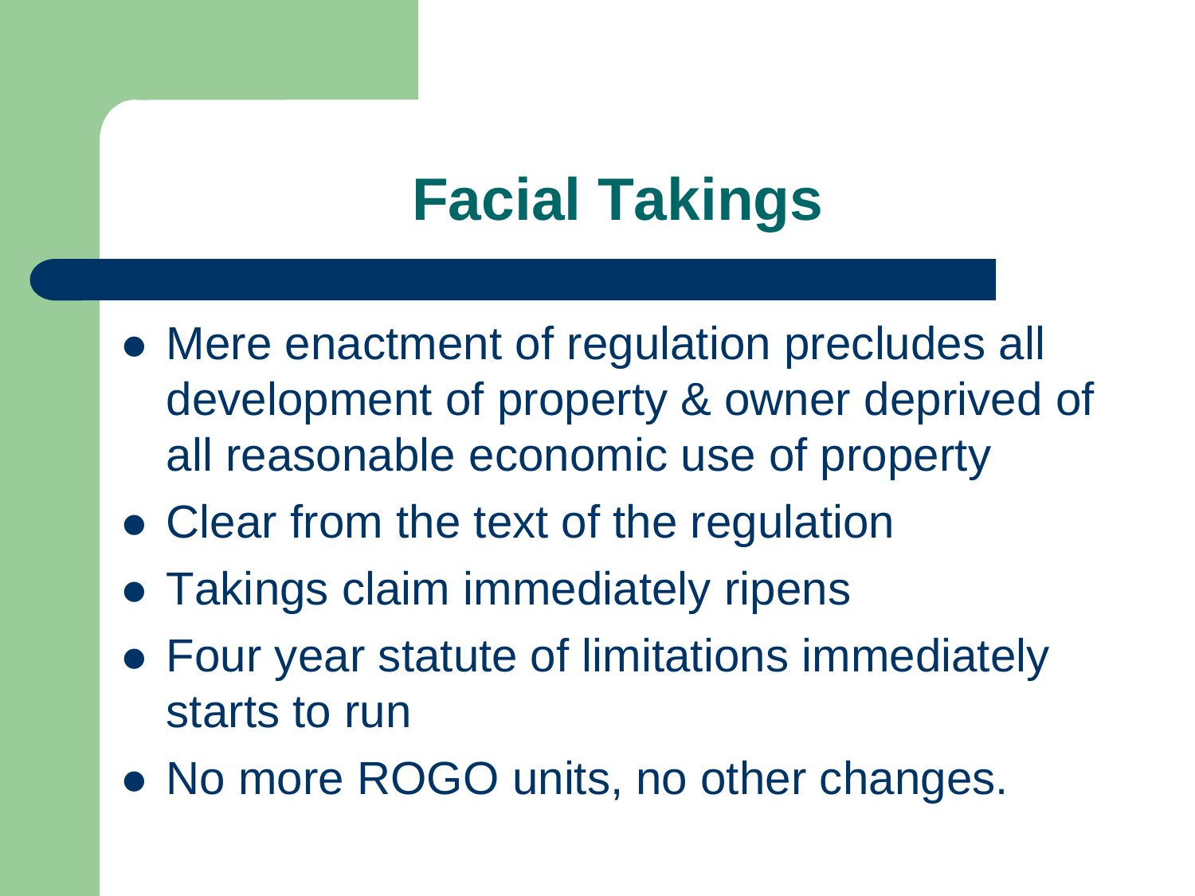# Facial Takings

- Mere enactment of regulation precludes all development of property & owner deprived of all reasonable economic use of property
- Clear from the text of the regulation
- Takings claim immediately ripens
- Four year statute of limitations immediately starts to run
- No more ROGO units, no other changes.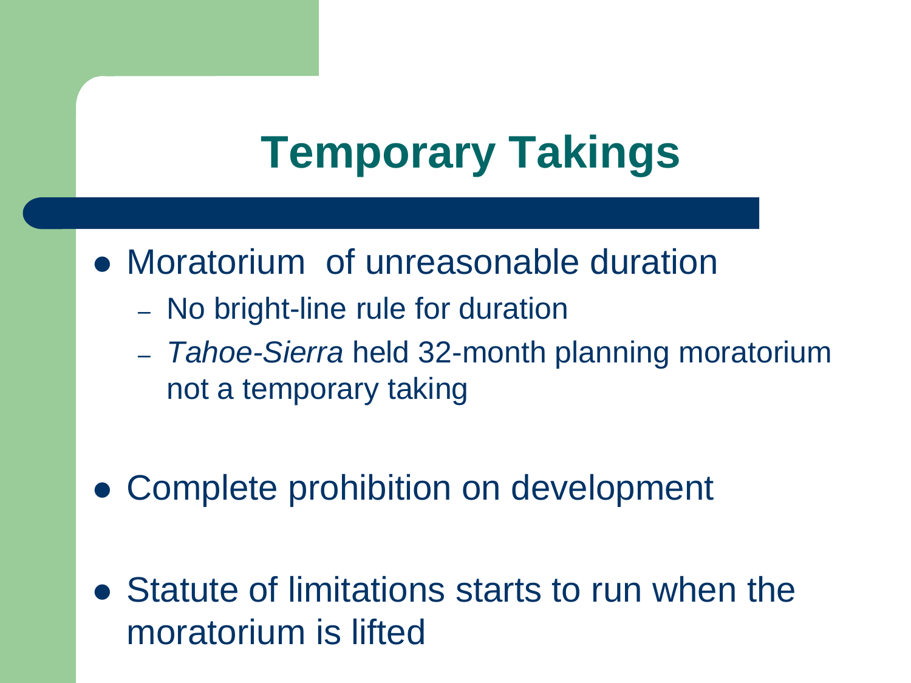# Temporary Takings

- Moratorium of unreasonable duration
  - No bright-line rule for duration
  - *Tahoe-Sierra* held 32-month planning moratorium not a temporary taking
- Complete prohibition on development
- Statute of limitations starts to run when the moratorium is lifted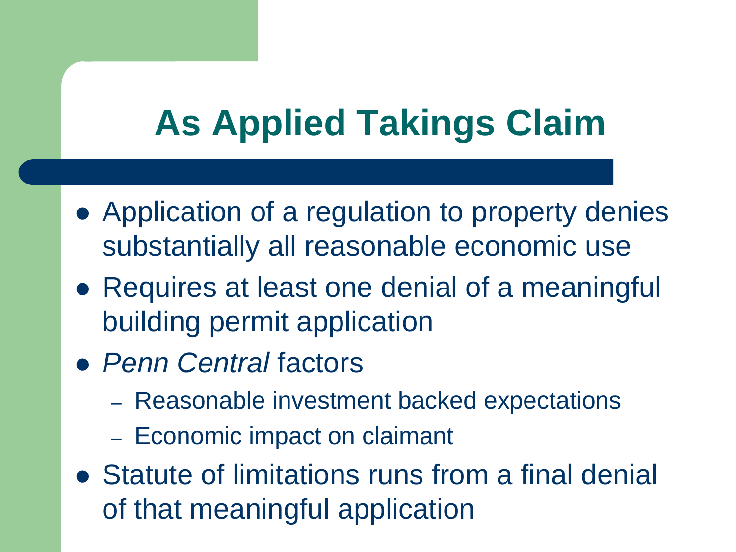# As Applied Takings Claim

- Application of a regulation to property denies substantially all reasonable economic use
- Requires at least one denial of a meaningful building permit application
- *Penn Central* factors
  - Reasonable investment backed expectations
  - Economic impact on claimant
- Statute of limitations runs from a final denial of that meaningful application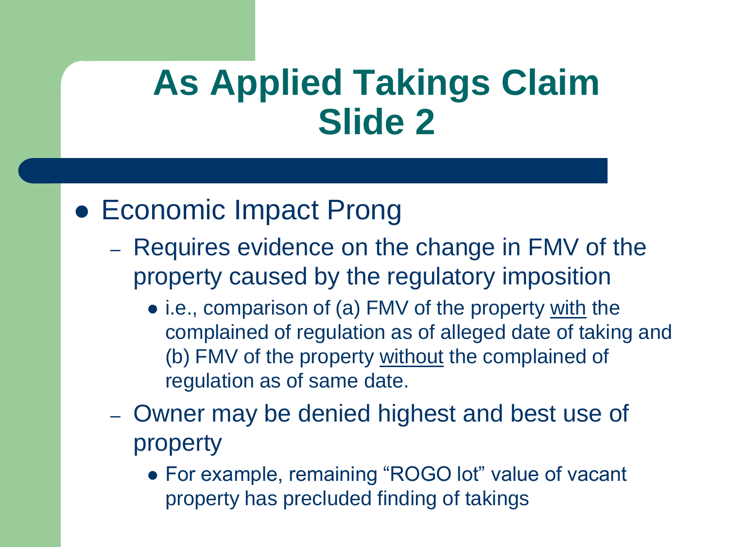# As Applied Takings Claim Slide 2

- Economic Impact Prong
  - Requires evidence on the change in FMV of the property caused by the regulatory imposition
    - i.e., comparison of (a) FMV of the property <u>with</u> the complained of regulation as of alleged date of taking and (b) FMV of the property <u>without</u> the complained of regulation as of same date.
  - Owner may be denied highest and best use of property
    - For example, remaining "ROGO lot" value of vacant property has precluded finding of takings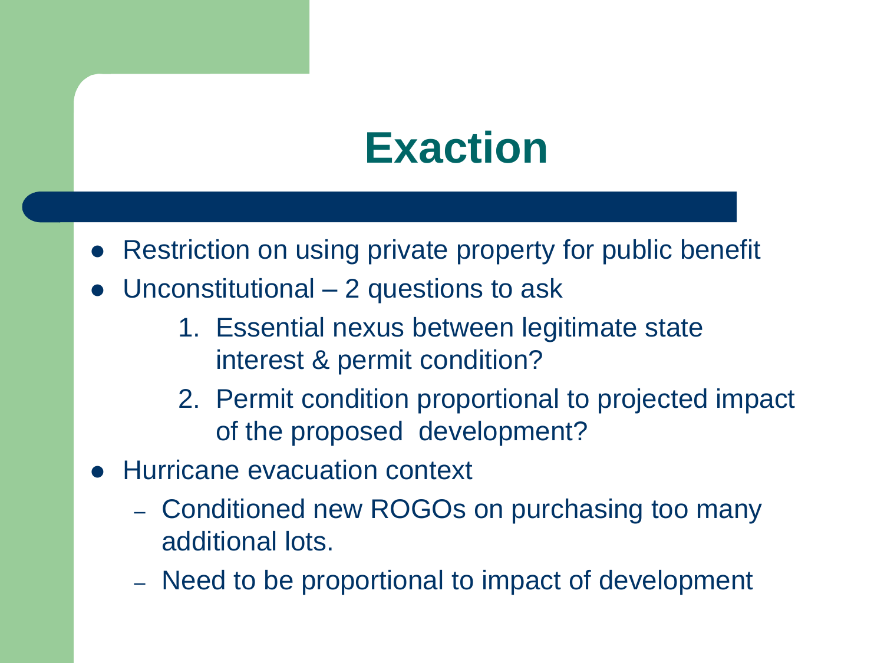# Exaction

- Restriction on using private property for public benefit
- Unconstitutional – 2 questions to ask
    1. Essential nexus between legitimate state interest & permit condition?
    2. Permit condition proportional to projected impact of the proposed development?
- Hurricane evacuation context
    - Conditioned new ROGOs on purchasing too many additional lots.
    - Need to be proportional to impact of development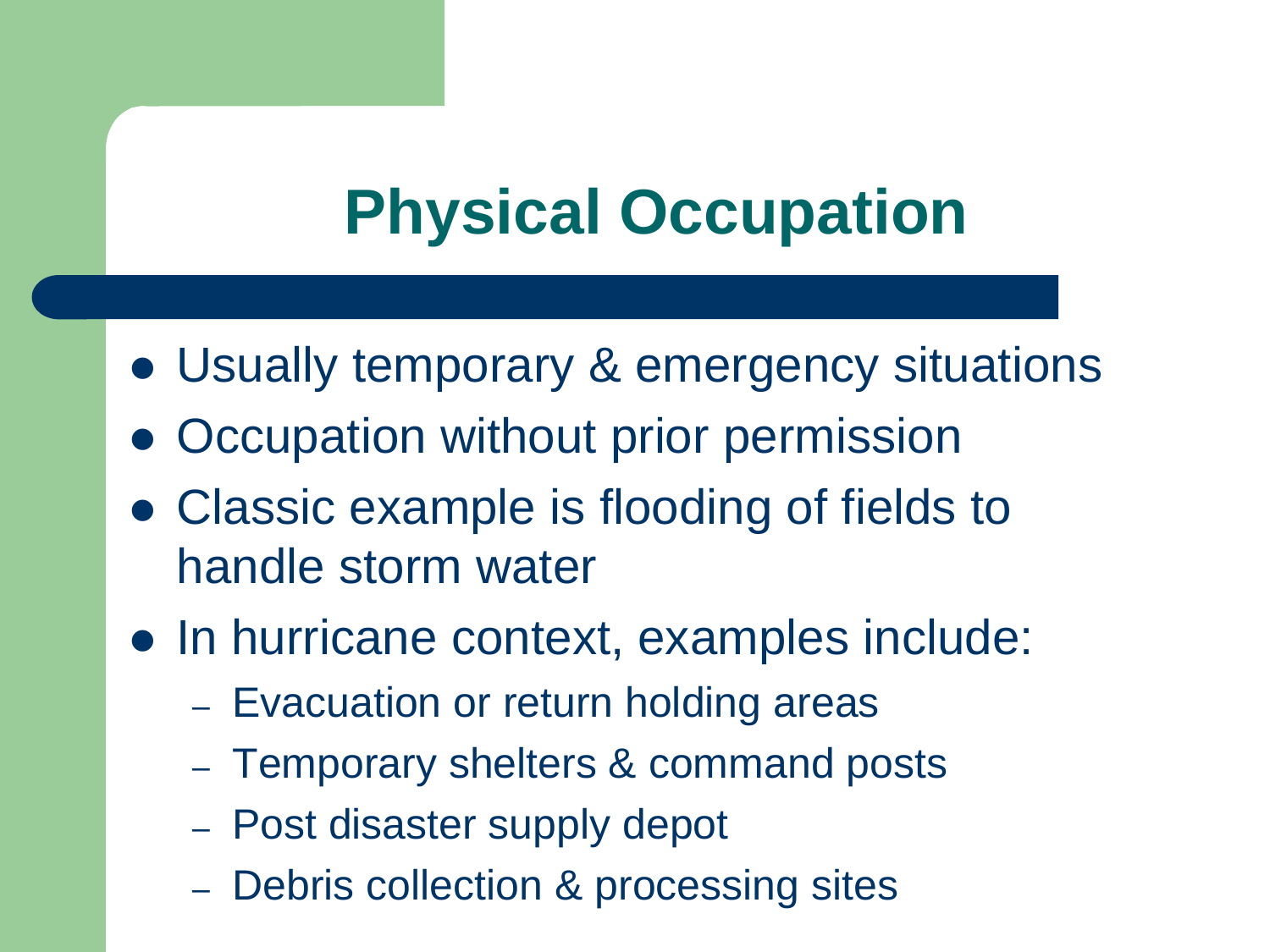# Physical Occupation

- Usually temporary & emergency situations
- Occupation without prior permission
- Classic example is flooding of fields to handle storm water
- In hurricane context, examples include:
  - Evacuation or return holding areas
  - Temporary shelters & command posts
  - Post disaster supply depot
  - Debris collection & processing sites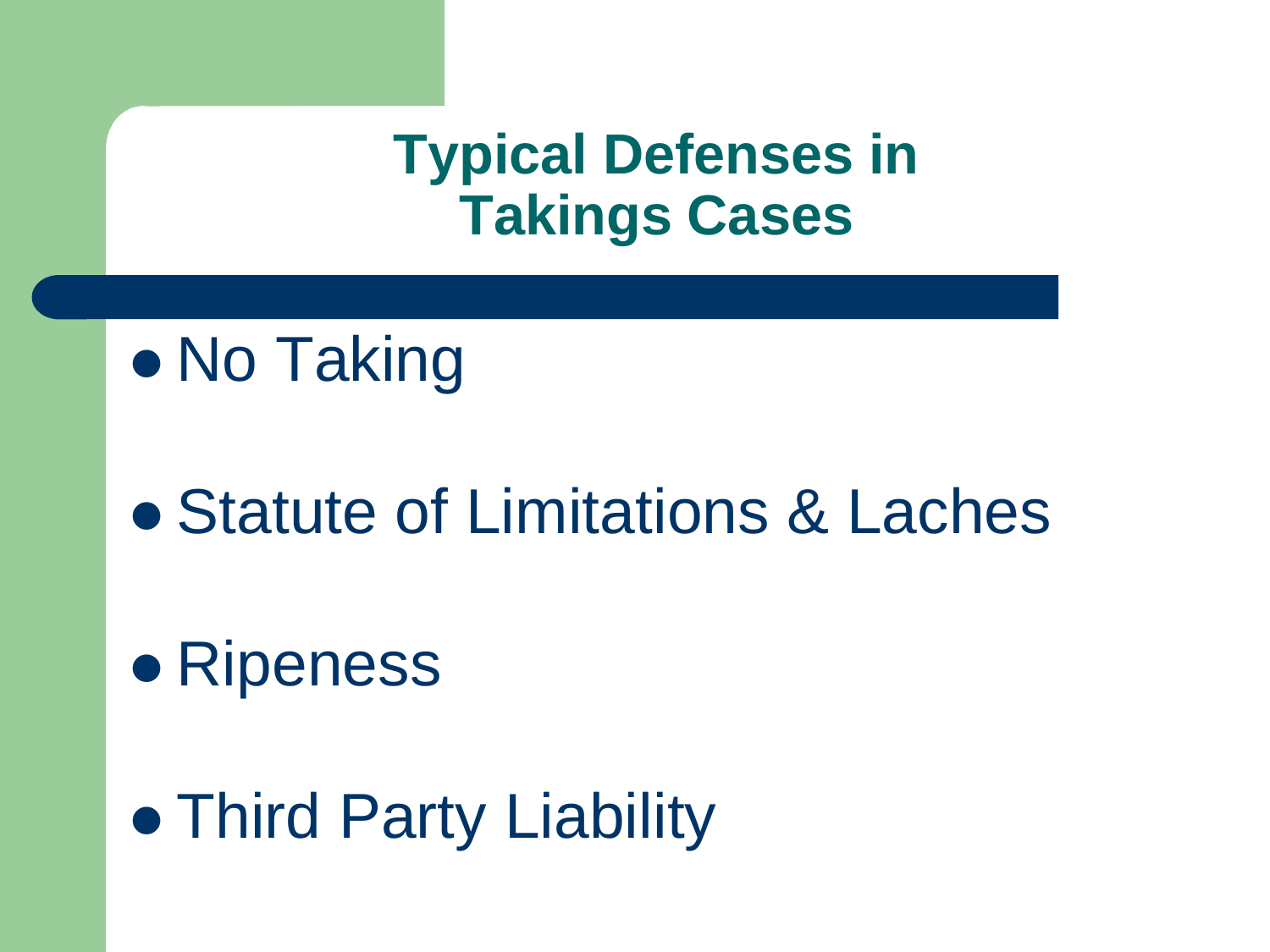# Typical Defenses in Takings Cases

- No Taking
- Statute of Limitations & Laches
- Ripeness
- Third Party Liability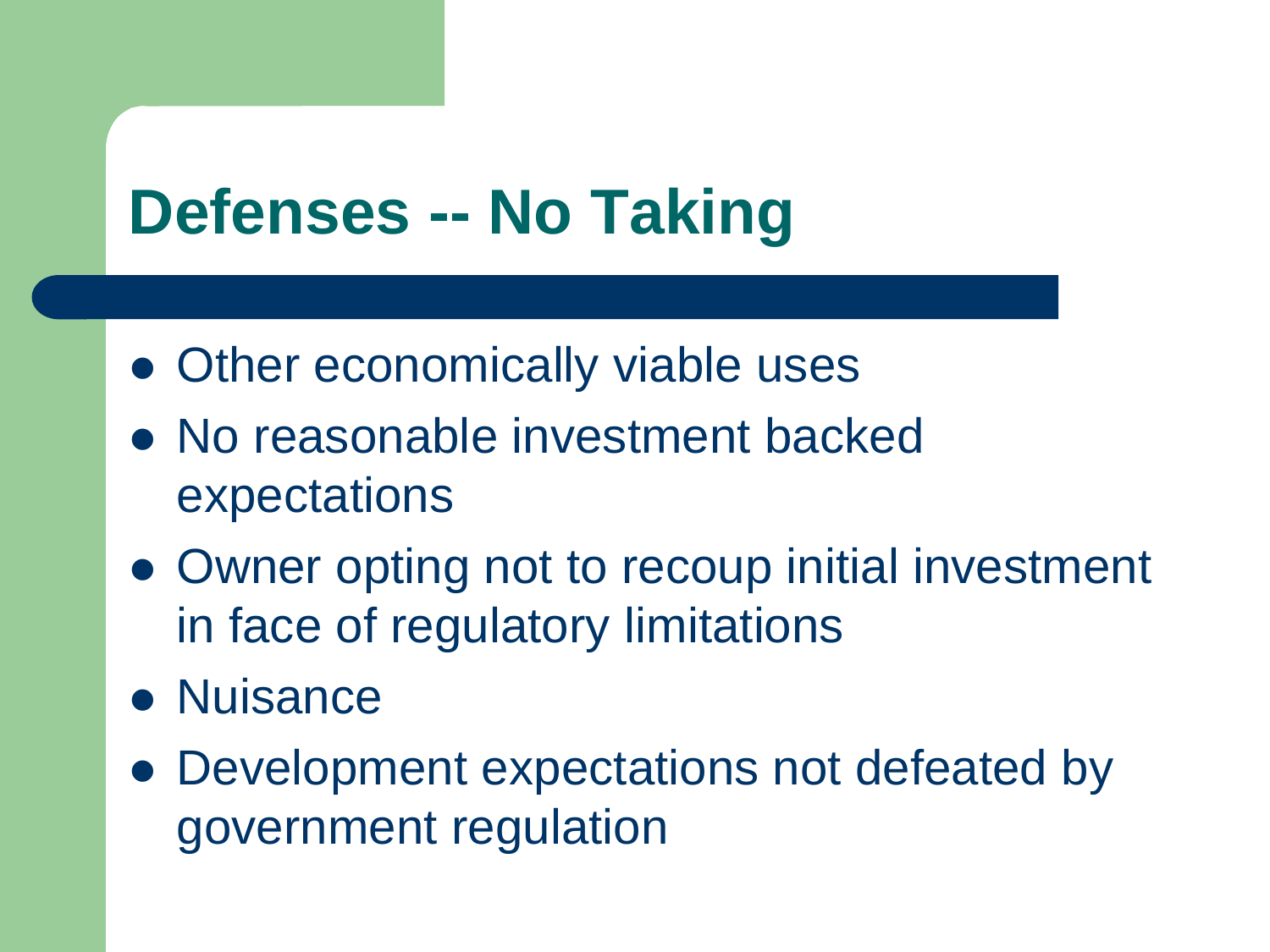# Defenses -- No Taking

- Other economically viable uses
- No reasonable investment backed expectations
- Owner opting not to recoup initial investment in face of regulatory limitations
- Nuisance
- Development expectations not defeated by government regulation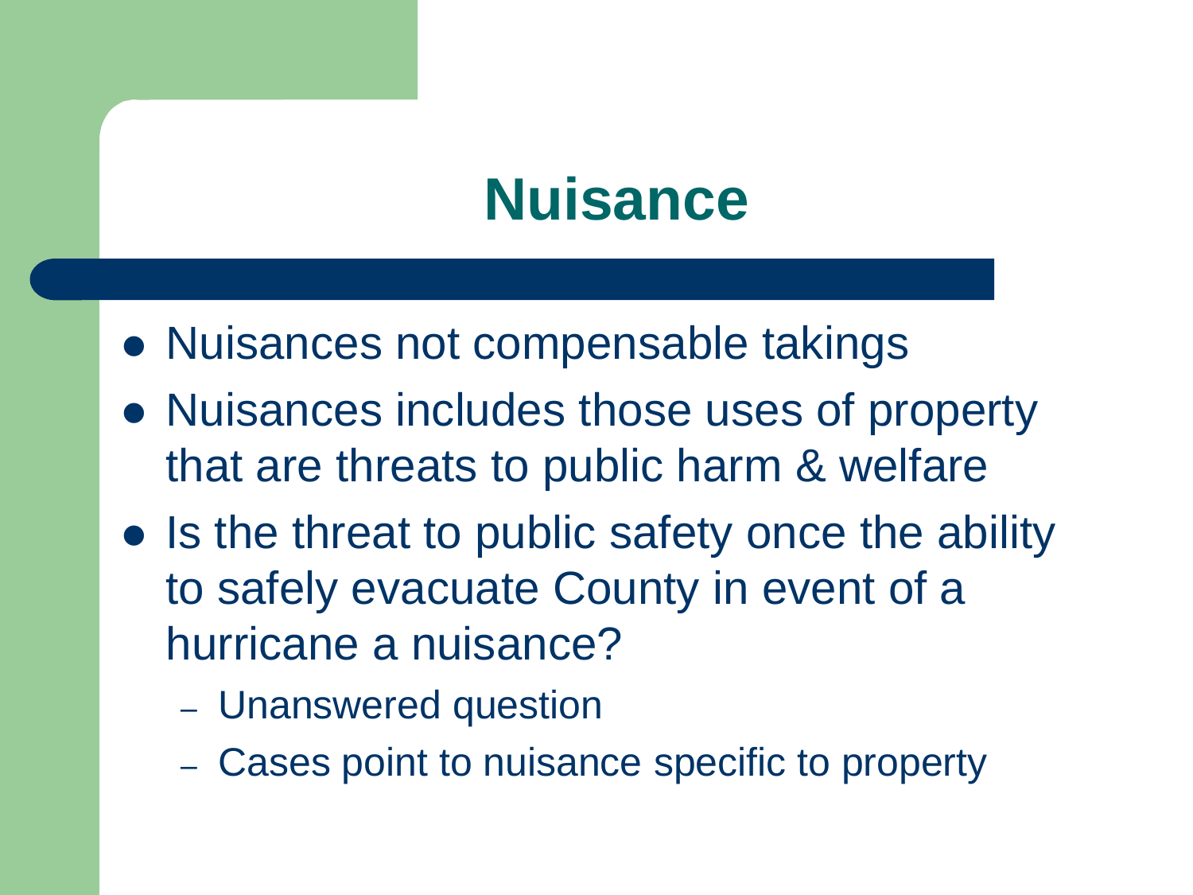# Nuisance

- Nuisances not compensable takings
- Nuisances includes those uses of property that are threats to public harm & welfare
- Is the threat to public safety once the ability to safely evacuate County in event of a hurricane a nuisance?
  - Unanswered question
  - Cases point to nuisance specific to property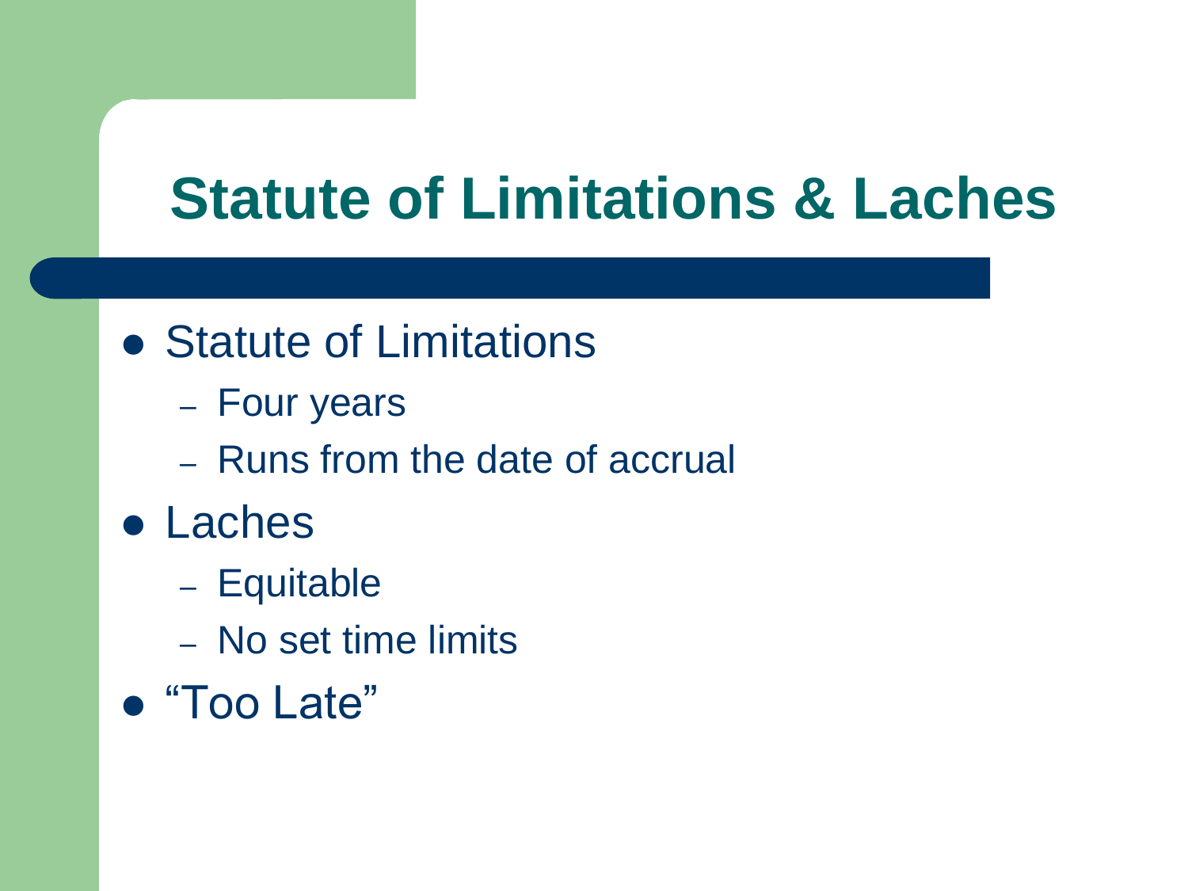# Statute of Limitations & Laches

- Statute of Limitations
  - Four years
  - Runs from the date of accrual
- Laches
  - Equitable
  - No set time limits
- “Too Late”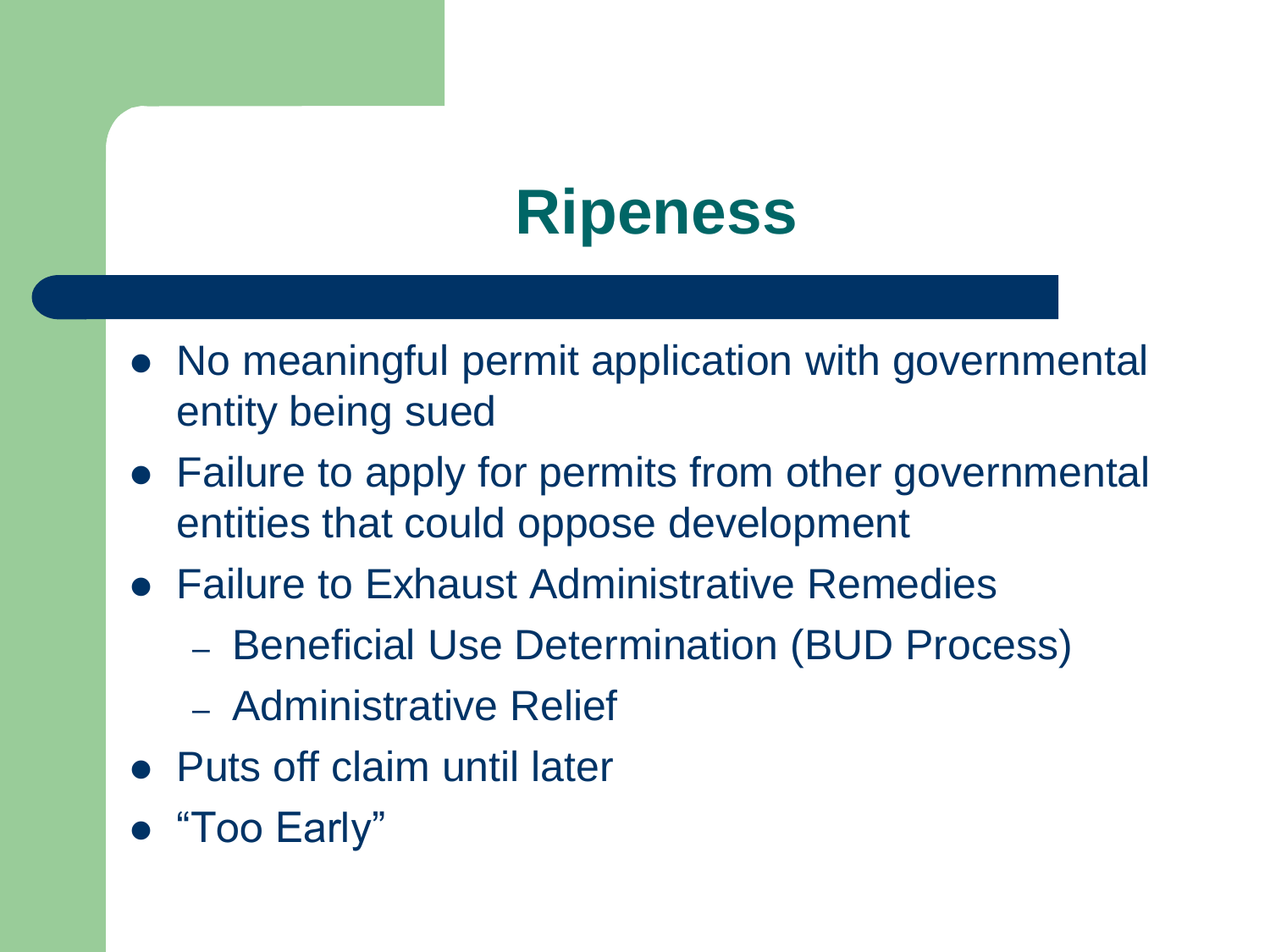# Ripeness

- No meaningful permit application with governmental entity being sued
- Failure to apply for permits from other governmental entities that could oppose development
- Failure to Exhaust Administrative Remedies
  - Beneficial Use Determination (BUD Process)
  - Administrative Relief
- Puts off claim until later
- "Too Early"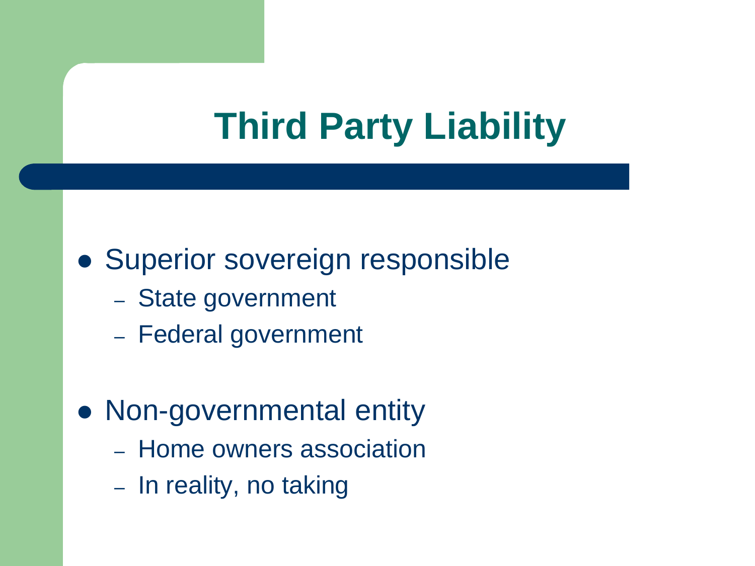# Third Party Liability

- Superior sovereign responsible
  - State government
  - Federal government
- Non-governmental entity
  - Home owners association
  - In reality, no taking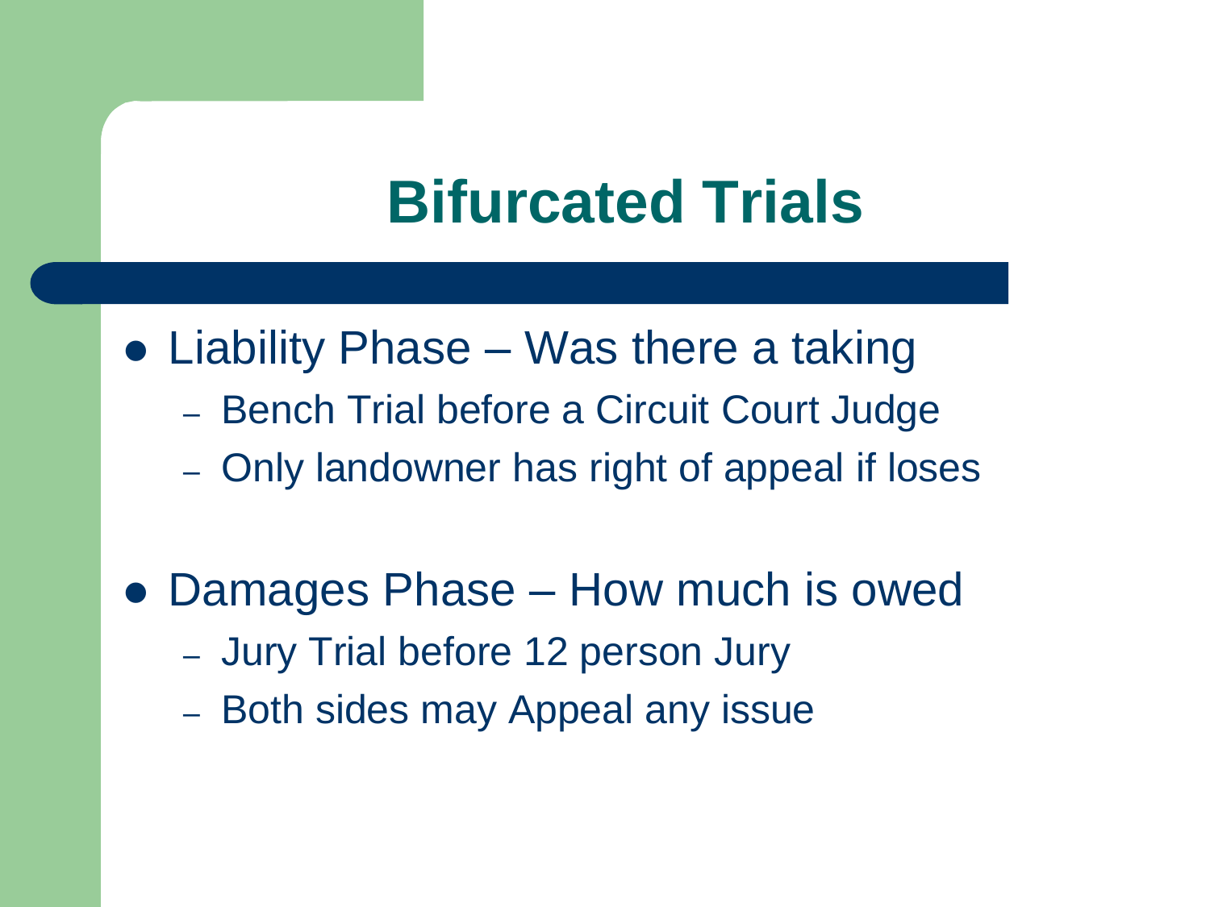# Bifurcated Trials

- Liability Phase – Was there a taking
  - Bench Trial before a Circuit Court Judge
  - Only landowner has right of appeal if loses
- Damages Phase – How much is owed
  - Jury Trial before 12 person Jury
  - Both sides may Appeal any issue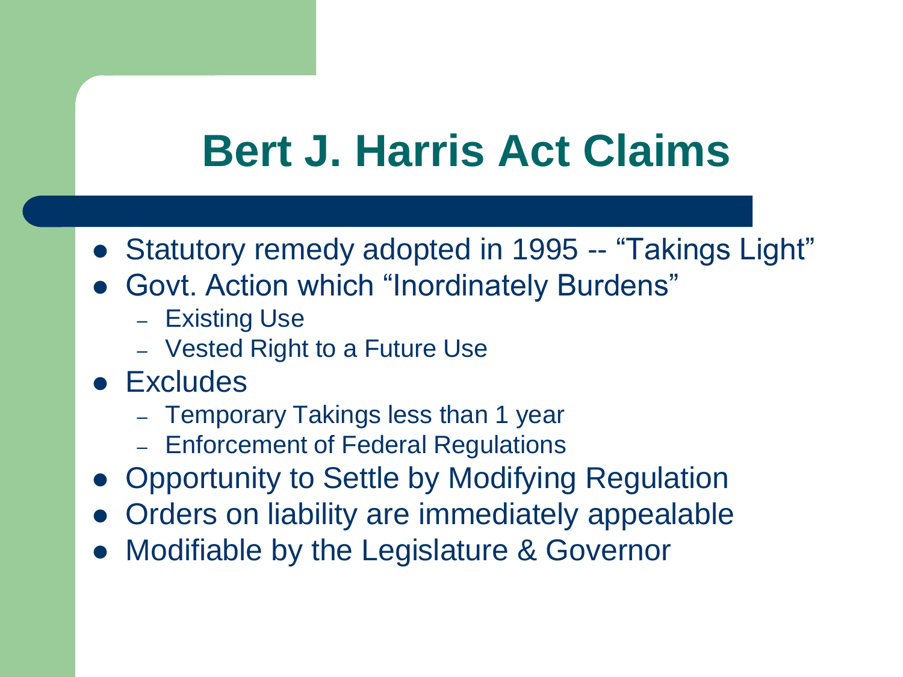# Bert J. Harris Act Claims

- Statutory remedy adopted in 1995 -- "Takings Light"
- Govt. Action which "Inordinately Burdens"
  - Existing Use
  - Vested Right to a Future Use
- Excludes
  - Temporary Takings less than 1 year
  - Enforcement of Federal Regulations
- Opportunity to Settle by Modifying Regulation
- Orders on liability are immediately appealable
- Modifiable by the Legislature & Governor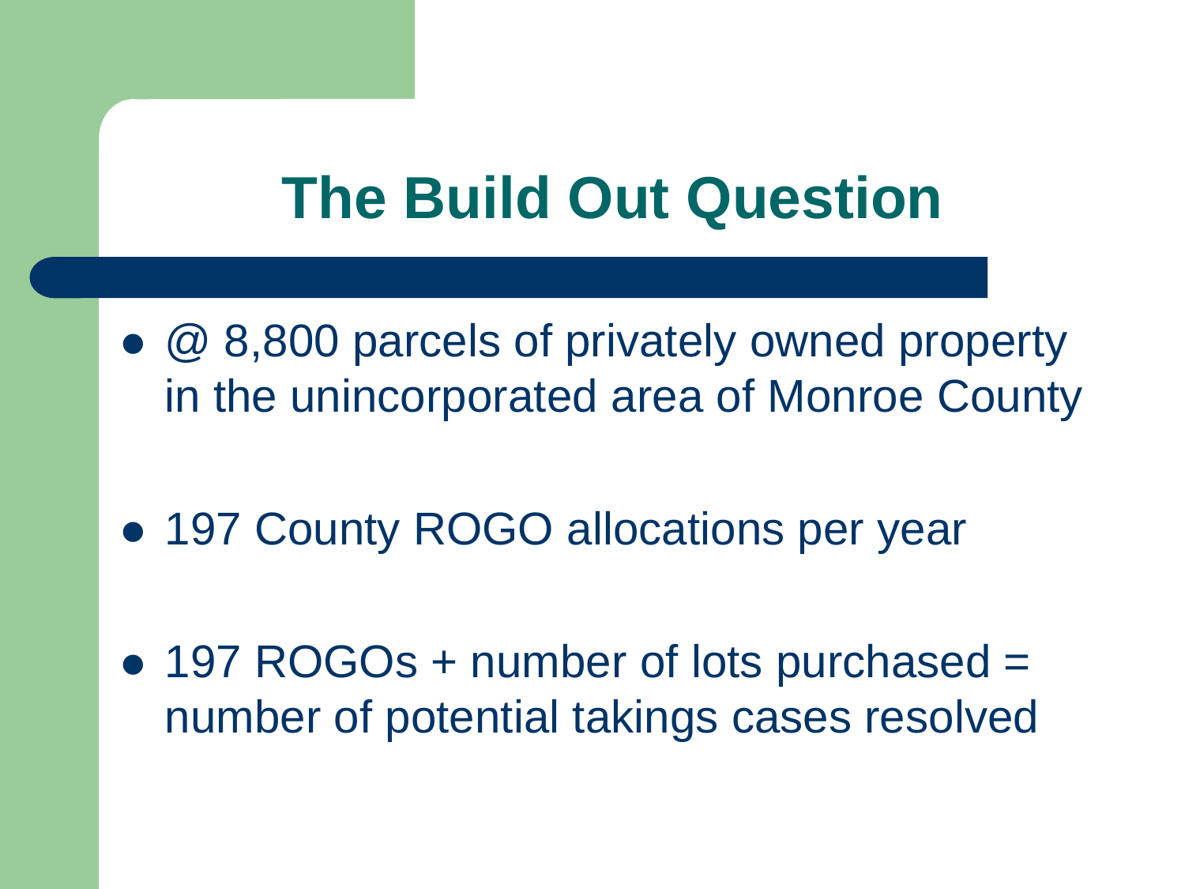# The Build Out Question

- @ 8,800 parcels of privately owned property in the unincorporated area of Monroe County
- 197 County ROGO allocations per year
- 197 ROGOs + number of lots purchased = number of potential takings cases resolved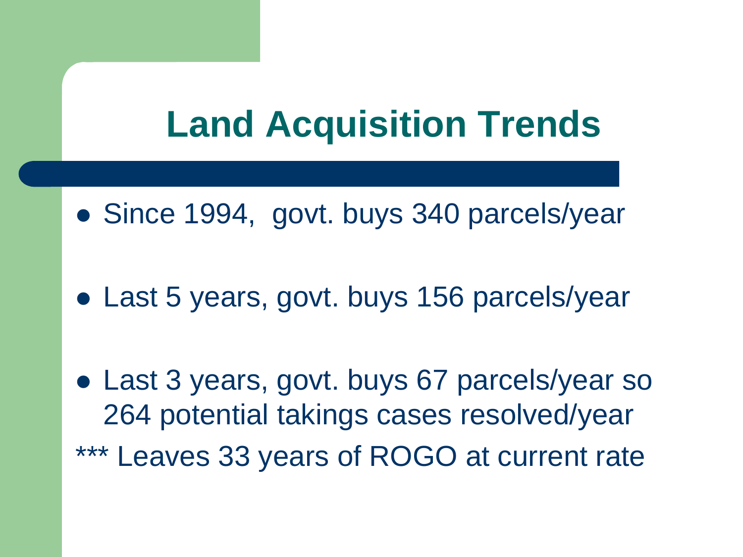# Land Acquisition Trends

- Since 1994, govt. buys 340 parcels/year
- Last 5 years, govt. buys 156 parcels/year
- Last 3 years, govt. buys 67 parcels/year so 264 potential takings cases resolved/year

*** Leaves 33 years of ROGO at current rate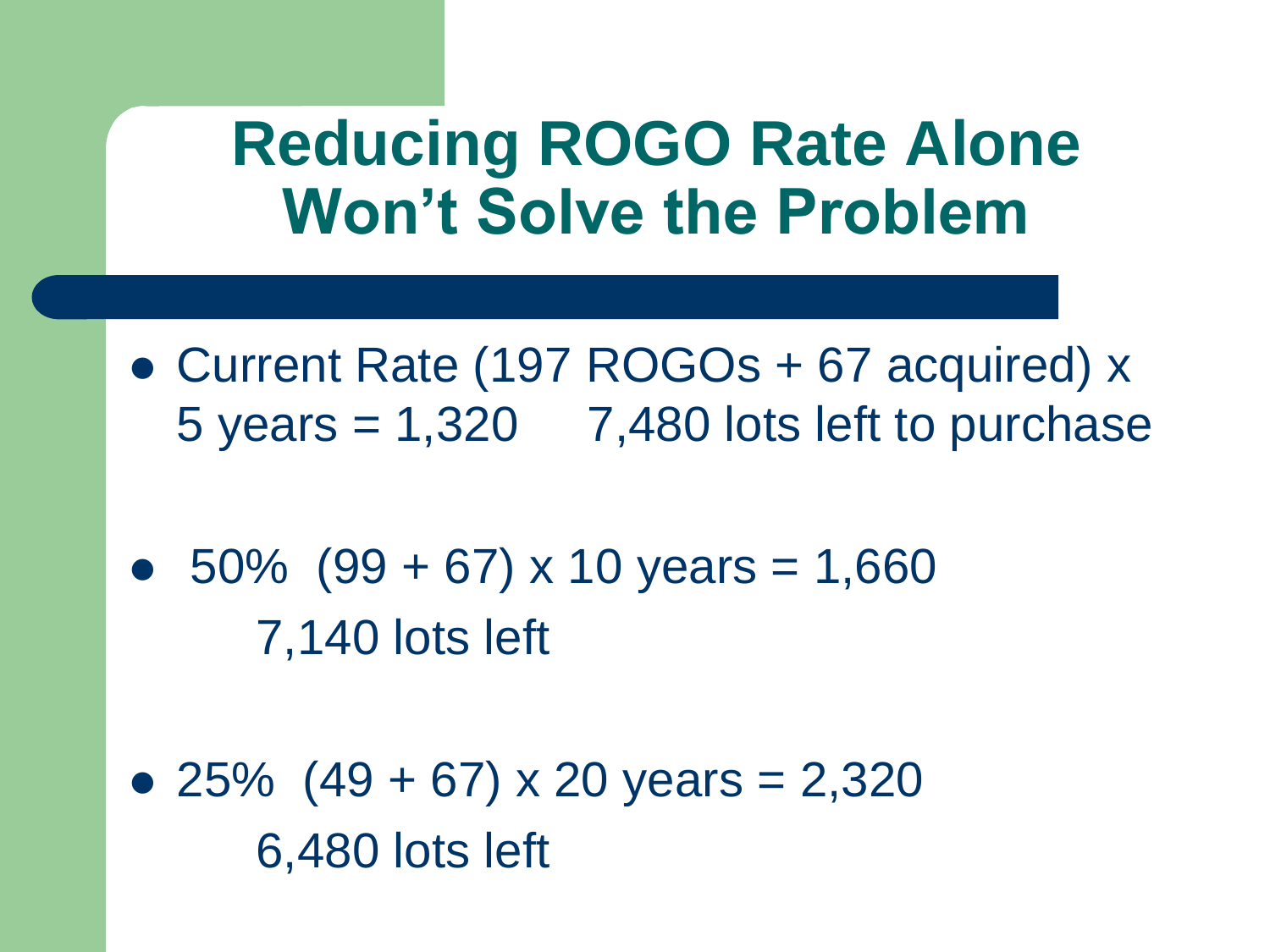# Reducing ROGO Rate Alone Won't Solve the Problem

- Current Rate (197 ROGOs + 67 acquired) x 5 years = 1,320     7,480 lots left to purchase

- 50%  (99 + 67) x 10 years = 1,660
  7,140 lots left

- 25%  (49 + 67) x 20 years = 2,320
  6,480 lots left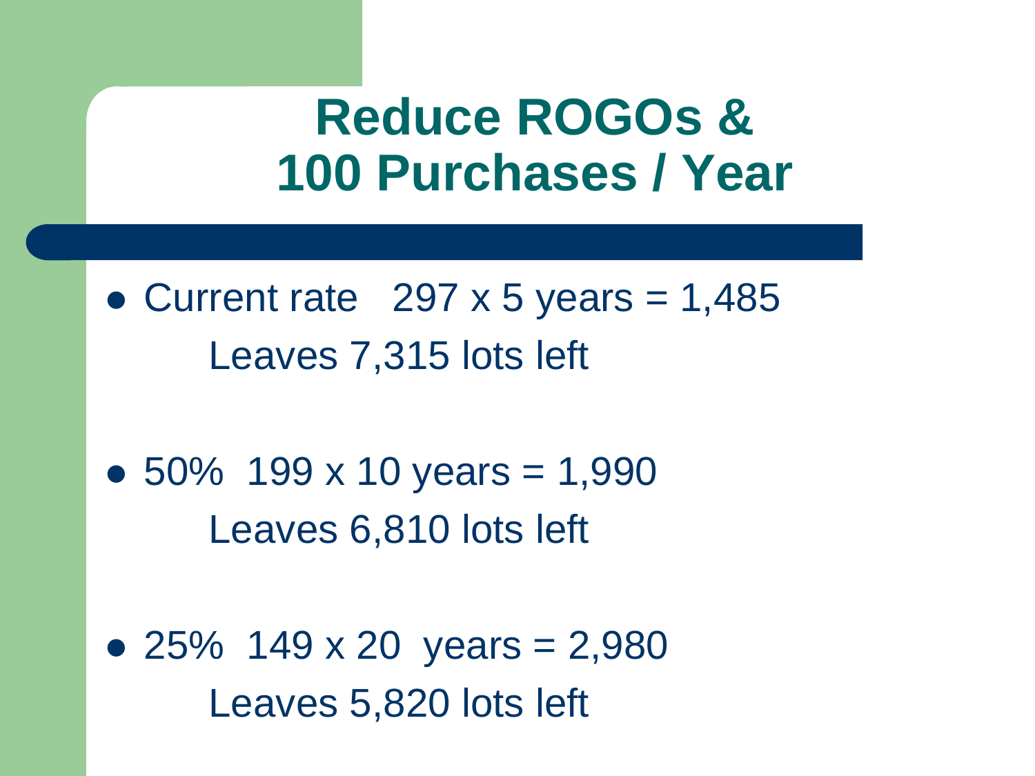# Reduce ROGOs & 100 Purchases / Year

- Current rate 297 x 5 years = 1,485
  
  Leaves 7,315 lots left

- 50% 199 x 10 years = 1,990
  
  Leaves 6,810 lots left

- 25% 149 x 20 years = 2,980
  
  Leaves 5,820 lots left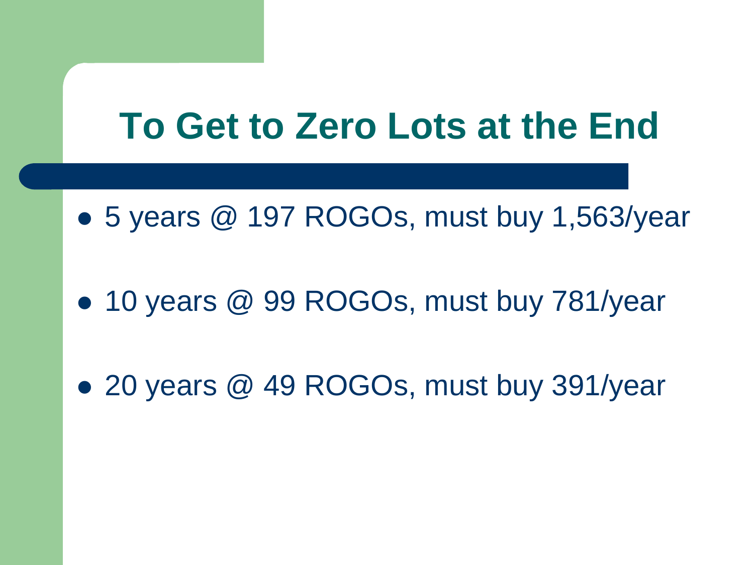# To Get to Zero Lots at the End

- 5 years @ 197 ROGOs, must buy 1,563/year
- 10 years @ 99 ROGOs, must buy 781/year
- 20 years @ 49 ROGOs, must buy 391/year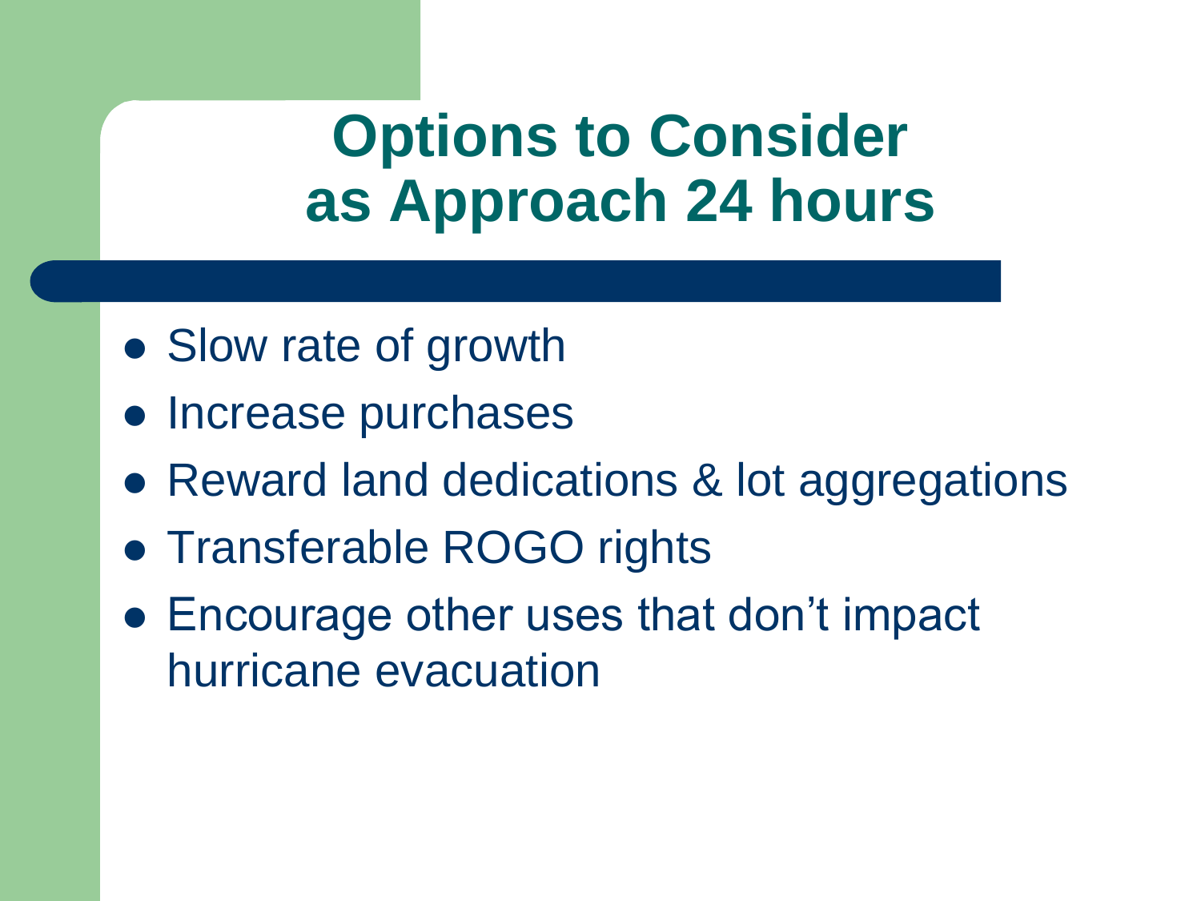# Options to Consider as Approach 24 hours

- Slow rate of growth
- Increase purchases
- Reward land dedications & lot aggregations
- Transferable ROGO rights
- Encourage other uses that don't impact hurricane evacuation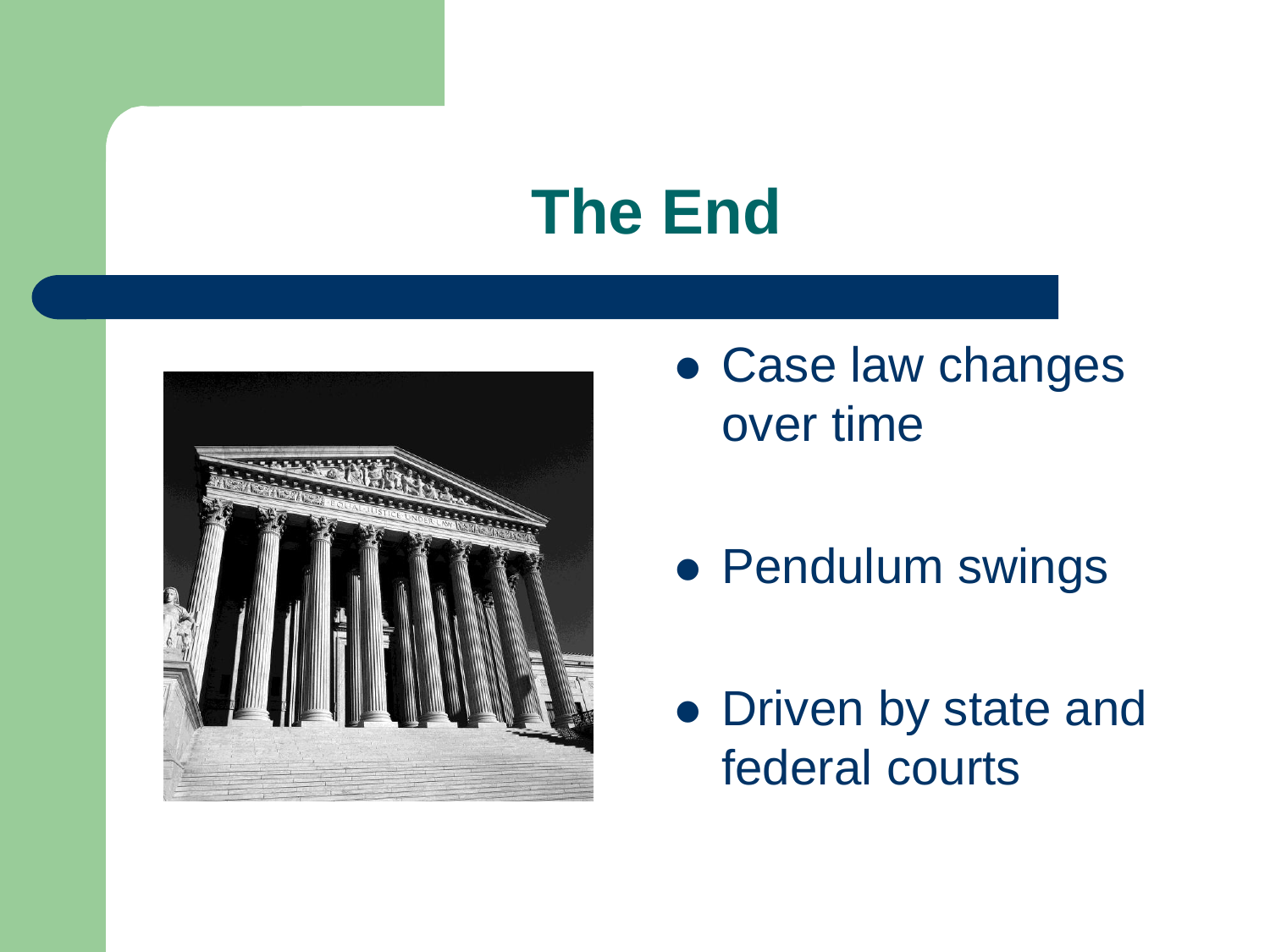# The End

- Case law changes over time
- Pendulum swings
- Driven by state and federal courts